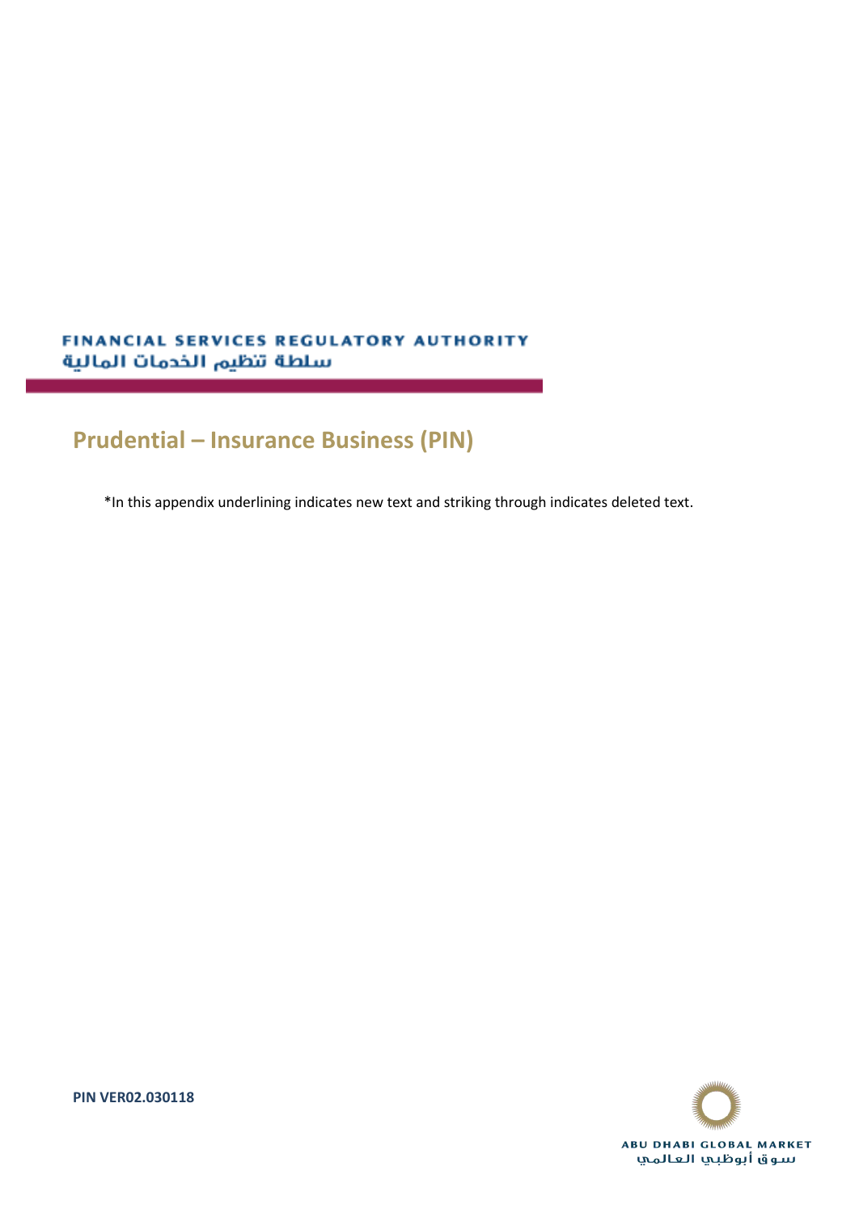FINANCIAL SERVICES REGULATORY AUTHORITY

سلطة تنظيم الخدمات المالية

# Prudential – Insurance Business (PIN)

*In this appendix underlining indicates new text and striking through indicates deleted text.

**PIN VER02.030118**

ABU DHABI GLOBAL MARKET

سوق أبوظبي العالمي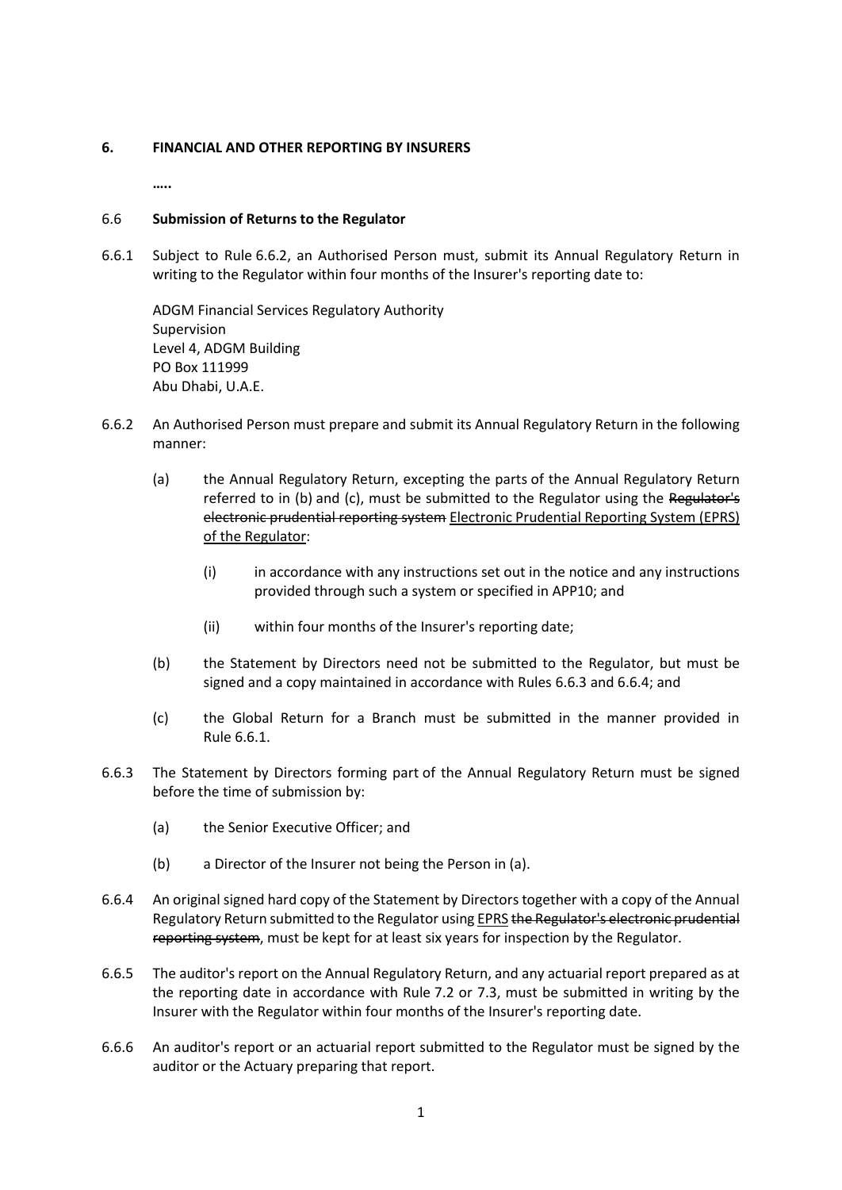## 6. FINANCIAL AND OTHER REPORTING BY INSURERS

**.....**

### 6.6 Submission of Returns to the Regulator

6.6.1 Subject to Rule 6.6.2, an Authorised Person must, submit its Annual Regulatory Return in writing to the Regulator within four months of the Insurer's reporting date to:

ADGM Financial Services Regulatory Authority
Supervision
Level 4, ADGM Building
PO Box 111999
Abu Dhabi, U.A.E.

6.6.2 An Authorised Person must prepare and submit its Annual Regulatory Return in the following manner:

(a) the Annual Regulatory Return, excepting the parts of the Annual Regulatory Return referred to in (b) and (c), must be submitted to the Regulator using the ~~Regulator's electronic prudential reporting system~~ <u>Electronic Prudential Reporting System (EPRS) of the Regulator</u>:

(i) in accordance with any instructions set out in the notice and any instructions provided through such a system or specified in APP10; and

(ii) within four months of the Insurer's reporting date;

(b) the Statement by Directors need not be submitted to the Regulator, but must be signed and a copy maintained in accordance with Rules 6.6.3 and 6.6.4; and

(c) the Global Return for a Branch must be submitted in the manner provided in Rule 6.6.1.

6.6.3 The Statement by Directors forming part of the Annual Regulatory Return must be signed before the time of submission by:

(a) the Senior Executive Officer; and

(b) a Director of the Insurer not being the Person in (a).

6.6.4 An original signed hard copy of the Statement by Directors together with a copy of the Annual Regulatory Return submitted to the Regulator using <u>EPRS</u> ~~the Regulator's electronic prudential reporting system~~, must be kept for at least six years for inspection by the Regulator.

6.6.5 The auditor's report on the Annual Regulatory Return, and any actuarial report prepared as at the reporting date in accordance with Rule 7.2 or 7.3, must be submitted in writing by the Insurer with the Regulator within four months of the Insurer's reporting date.

6.6.6 An auditor's report or an actuarial report submitted to the Regulator must be signed by the auditor or the Actuary preparing that report.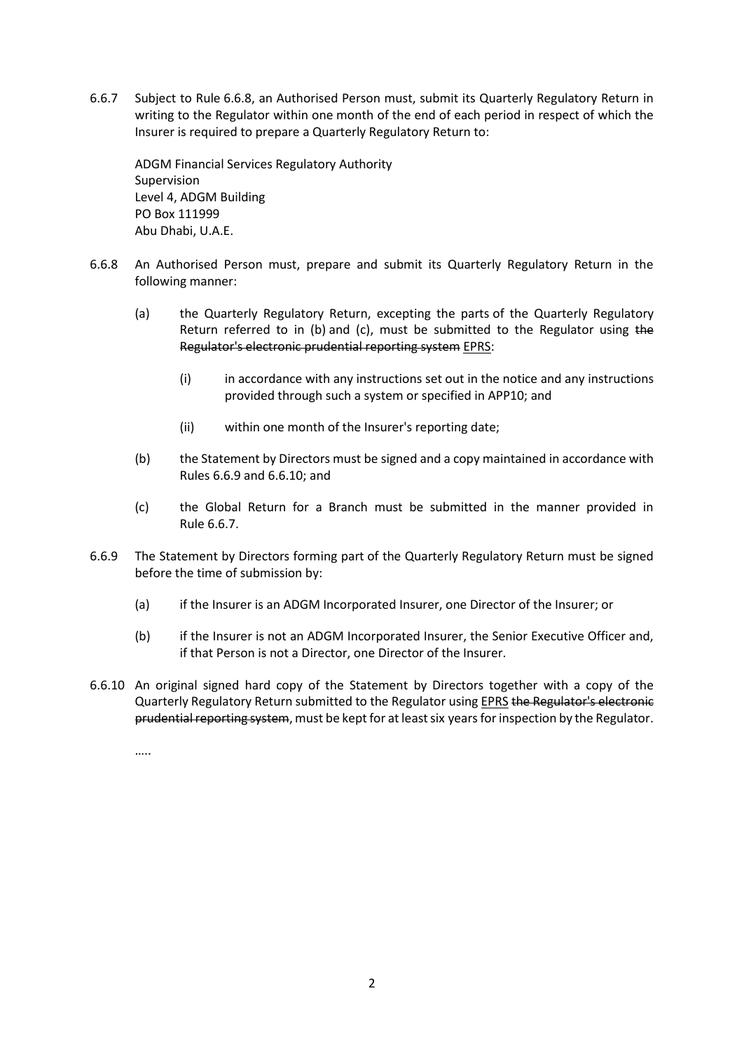6.6.7 Subject to Rule 6.6.8, an Authorised Person must, submit its Quarterly Regulatory Return in writing to the Regulator within one month of the end of each period in respect of which the Insurer is required to prepare a Quarterly Regulatory Return to:

ADGM Financial Services Regulatory Authority
Supervision
Level 4, ADGM Building
PO Box 111999
Abu Dhabi, U.A.E.

6.6.8 An Authorised Person must, prepare and submit its Quarterly Regulatory Return in the following manner:

(a) the Quarterly Regulatory Return, excepting the parts of the Quarterly Regulatory Return referred to in (b) and (c), must be submitted to the Regulator using ~~the Regulator's electronic prudential reporting system~~ <u>EPRS</u>:

(i) in accordance with any instructions set out in the notice and any instructions provided through such a system or specified in APP10; and

(ii) within one month of the Insurer's reporting date;

(b) the Statement by Directors must be signed and a copy maintained in accordance with Rules 6.6.9 and 6.6.10; and

(c) the Global Return for a Branch must be submitted in the manner provided in Rule 6.6.7.

6.6.9 The Statement by Directors forming part of the Quarterly Regulatory Return must be signed before the time of submission by:

(a) if the Insurer is an ADGM Incorporated Insurer, one Director of the Insurer; or

(b) if the Insurer is not an ADGM Incorporated Insurer, the Senior Executive Officer and, if that Person is not a Director, one Director of the Insurer.

6.6.10 An original signed hard copy of the Statement by Directors together with a copy of the Quarterly Regulatory Return submitted to the Regulator using <u>EPRS</u> ~~the Regulator's electronic prudential reporting system~~, must be kept for at least six years for inspection by the Regulator.

…..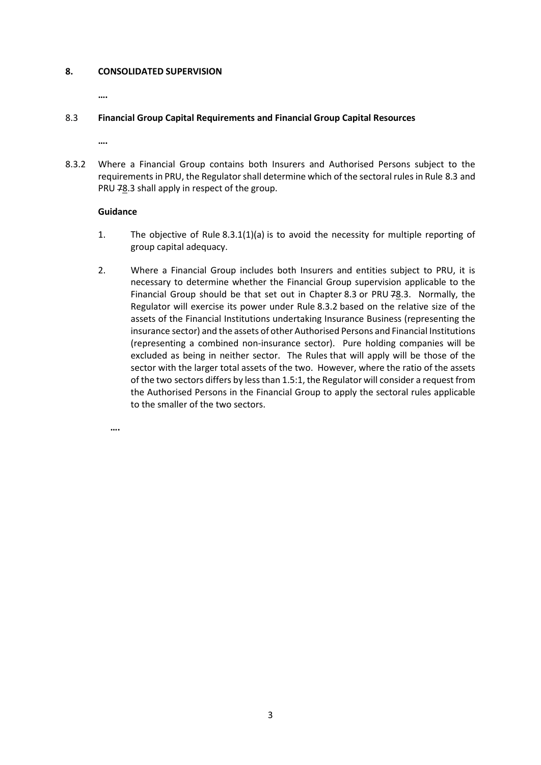## 8. CONSOLIDATED SUPERVISION

….

### 8.3 Financial Group Capital Requirements and Financial Group Capital Resources

….

8.3.2 Where a Financial Group contains both Insurers and Authorised Persons subject to the requirements in PRU, the Regulator shall determine which of the sectoral rules in Rule 8.3 and PRU ~~7~~8.3 shall apply in respect of the group.

**Guidance**

1. The objective of Rule 8.3.1(1)(a) is to avoid the necessity for multiple reporting of group capital adequacy.

2. Where a Financial Group includes both Insurers and entities subject to PRU, it is necessary to determine whether the Financial Group supervision applicable to the Financial Group should be that set out in Chapter 8.3 or PRU ~~7~~8.3. Normally, the Regulator will exercise its power under Rule 8.3.2 based on the relative size of the assets of the Financial Institutions undertaking Insurance Business (representing the insurance sector) and the assets of other Authorised Persons and Financial Institutions (representing a combined non-insurance sector). Pure holding companies will be excluded as being in neither sector. The Rules that will apply will be those of the sector with the larger total assets of the two. However, where the ratio of the assets of the two sectors differs by less than 1.5:1, the Regulator will consider a request from the Authorised Persons in the Financial Group to apply the sectoral rules applicable to the smaller of the two sectors.

….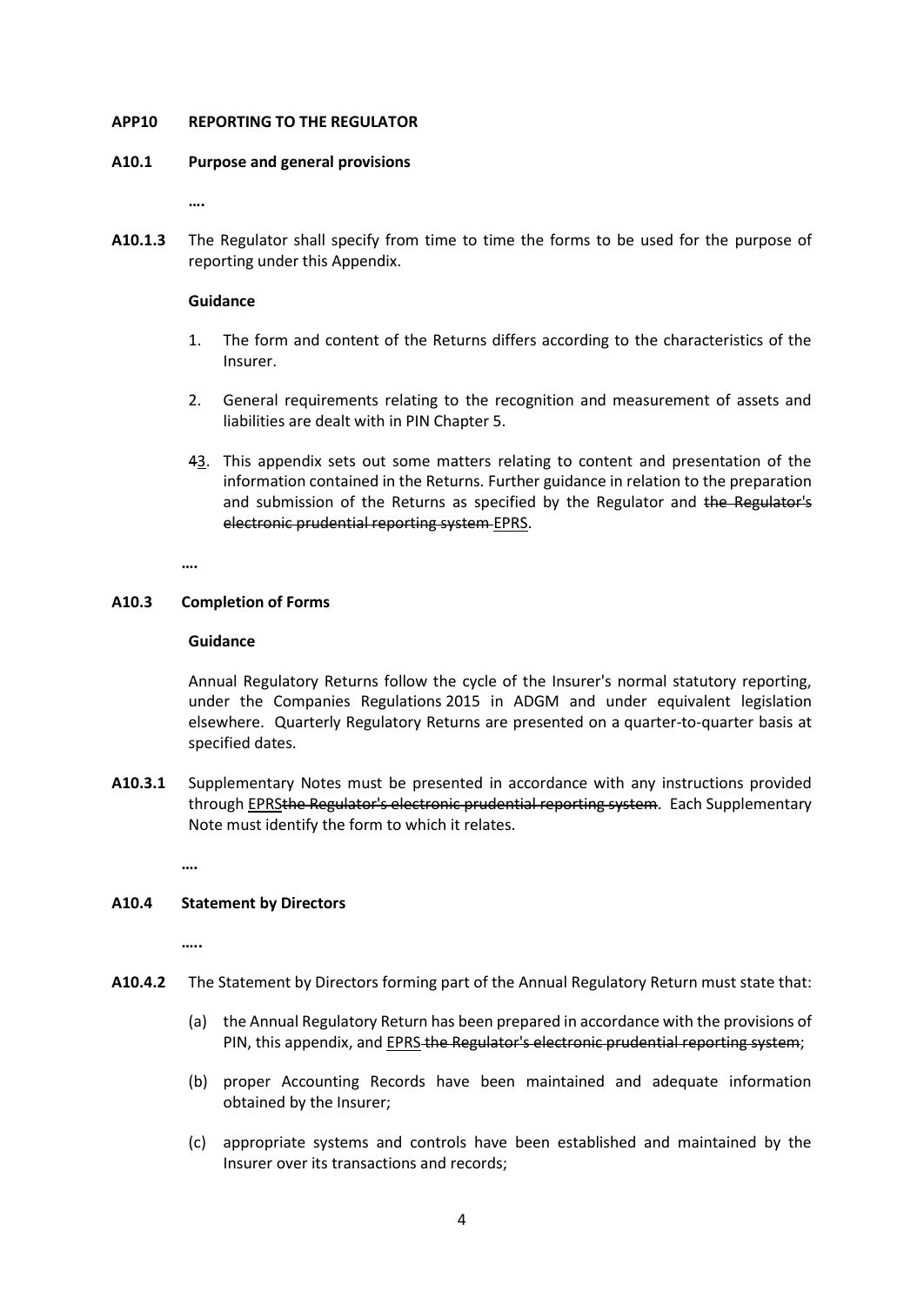**APP10 REPORTING TO THE REGULATOR**

**A10.1 Purpose and general provisions**

**….**

**A10.1.3** The Regulator shall specify from time to time the forms to be used for the purpose of reporting under this Appendix.

**Guidance**

1. The form and content of the Returns differs according to the characteristics of the Insurer.

2. General requirements relating to the recognition and measurement of assets and liabilities are dealt with in PIN Chapter 5.

~~4~~3. This appendix sets out some matters relating to content and presentation of the information contained in the Returns. Further guidance in relation to the preparation and submission of the Returns as specified by the Regulator and ~~the Regulator's electronic prudential reporting system~~ EPRS.

**….**

**A10.3 Completion of Forms**

**Guidance**

Annual Regulatory Returns follow the cycle of the Insurer's normal statutory reporting, under the Companies Regulations 2015 in ADGM and under equivalent legislation elsewhere. Quarterly Regulatory Returns are presented on a quarter-to-quarter basis at specified dates.

**A10.3.1** Supplementary Notes must be presented in accordance with any instructions provided through EPRS~~the Regulator's electronic prudential reporting system~~. Each Supplementary Note must identify the form to which it relates.

**….**

**A10.4 Statement by Directors**

**…..**

**A10.4.2** The Statement by Directors forming part of the Annual Regulatory Return must state that:

(a) the Annual Regulatory Return has been prepared in accordance with the provisions of PIN, this appendix, and EPRS ~~the Regulator's electronic prudential reporting system~~;

(b) proper Accounting Records have been maintained and adequate information obtained by the Insurer;

(c) appropriate systems and controls have been established and maintained by the Insurer over its transactions and records;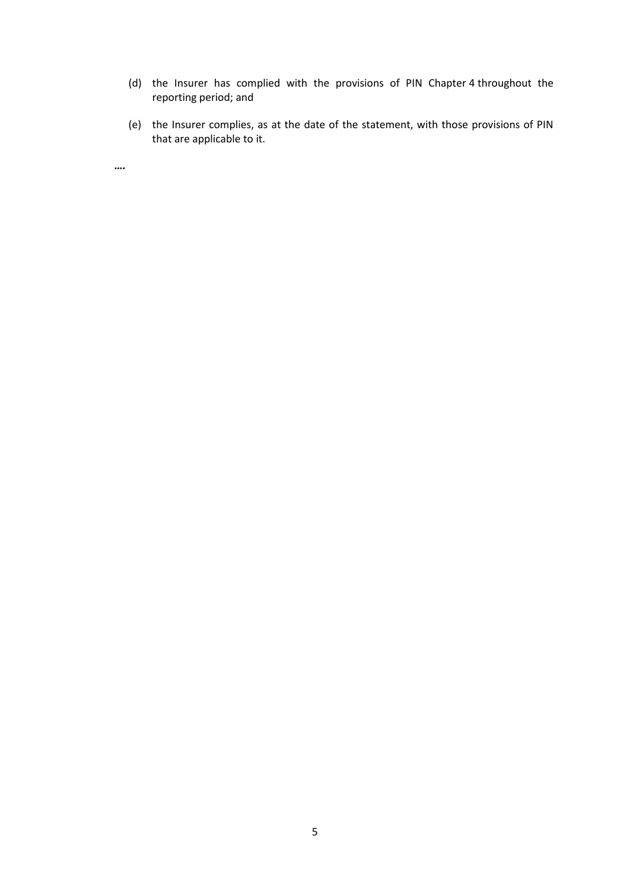(d) the Insurer has complied with the provisions of PIN Chapter 4 throughout the reporting period; and

(e) the Insurer complies, as at the date of the statement, with those provisions of PIN that are applicable to it.

**….**